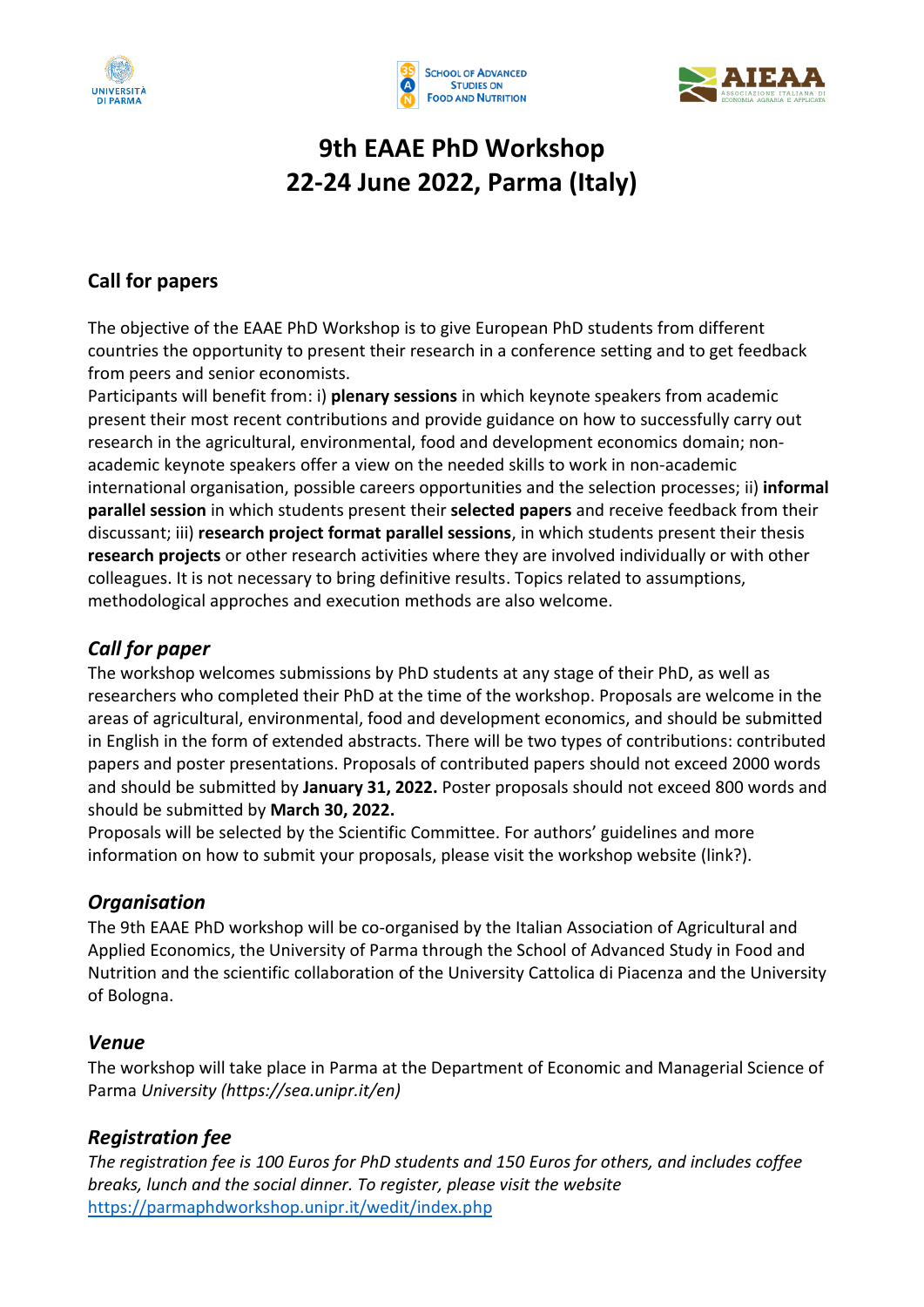# 9th EAAE PhD Workshop
# 22-24 June 2022, Parma (Italy)

## Call for papers

The objective of the EAAE PhD Workshop is to give European PhD students from different countries the opportunity to present their research in a conference setting and to get feedback from peers and senior economists.
Participants will benefit from: i) **plenary sessions** in which keynote speakers from academic present their most recent contributions and provide guidance on how to successfully carry out research in the agricultural, environmental, food and development economics domain; non-academic keynote speakers offer a view on the needed skills to work in non-academic international organisation, possible careers opportunities and the selection processes; ii) **informal parallel session** in which students present their **selected papers** and receive feedback from their discussant; iii) **research project format parallel sessions**, in which students present their thesis **research projects** or other research activities where they are involved individually or with other colleagues. It is not necessary to bring definitive results. Topics related to assumptions, methodological approches and execution methods are also welcome.

### *Call for paper*

The workshop welcomes submissions by PhD students at any stage of their PhD, as well as researchers who completed their PhD at the time of the workshop. Proposals are welcome in the areas of agricultural, environmental, food and development economics, and should be submitted in English in the form of extended abstracts. There will be two types of contributions: contributed papers and poster presentations. Proposals of contributed papers should not exceed 2000 words and should be submitted by **January 31, 2022.** Poster proposals should not exceed 800 words and should be submitted by **March 30, 2022.**
Proposals will be selected by the Scientific Committee. For authors' guidelines and more information on how to submit your proposals, please visit the workshop website (link?).

### *Organisation*

The 9th EAAE PhD workshop will be co-organised by the Italian Association of Agricultural and Applied Economics, the University of Parma through the School of Advanced Study in Food and Nutrition and the scientific collaboration of the University Cattolica di Piacenza and the University of Bologna.

### *Venue*

The workshop will take place in Parma at the Department of Economic and Managerial Science of Parma *University (https://sea.unipr.it/en)*

### *Registration fee*

*The registration fee is 100 Euros for PhD students and 150 Euros for others, and includes coffee breaks, lunch and the social dinner. To register, please visit the website* https://parmaphdworkshop.unipr.it/wedit/index.php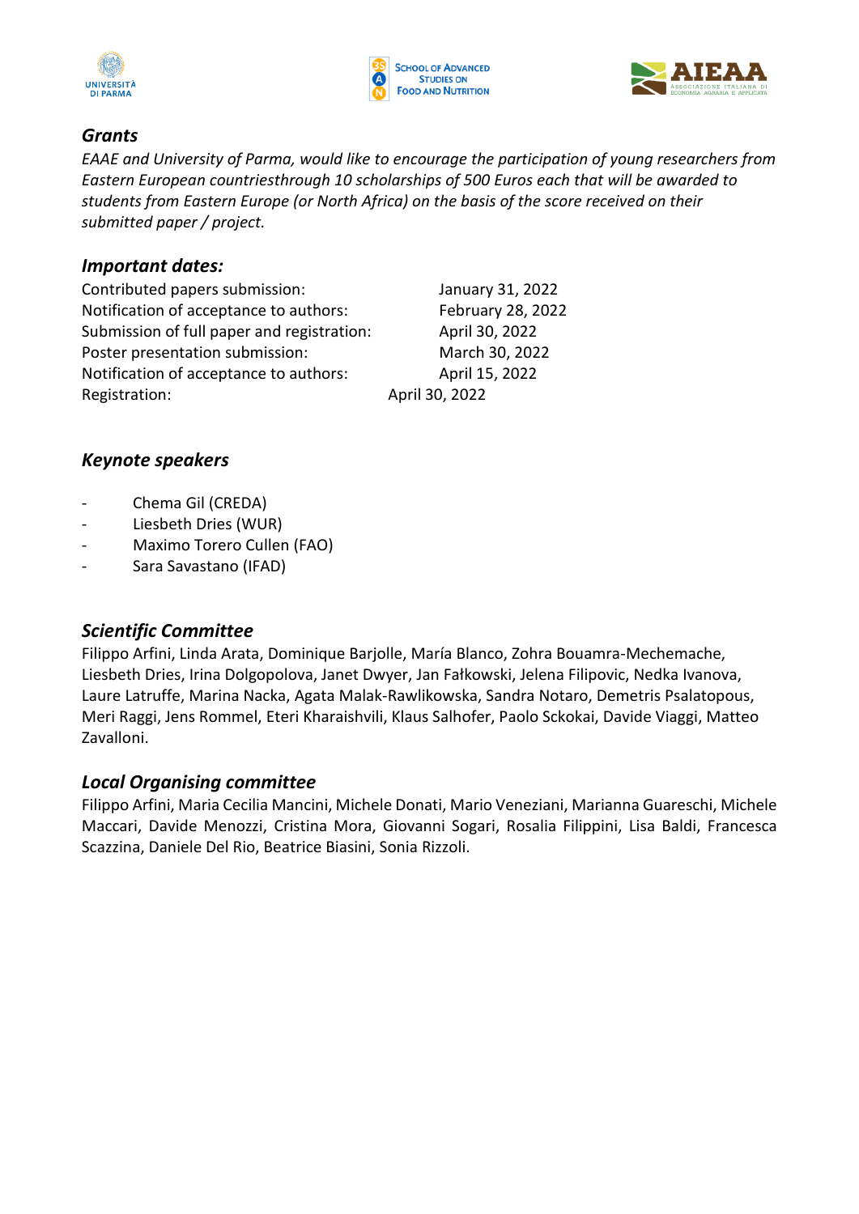## *Grants*

*EAAE and University of Parma, would like to encourage the participation of young researchers from Eastern European countriesthrough 10 scholarships of 500 Euros each that will be awarded to students from Eastern Europe (or North Africa) on the basis of the score received on their submitted paper / project.*

## *Important dates:*

| | |
|---|---|
| Contributed papers submission: | January 31, 2022 |
| Notification of acceptance to authors: | February 28, 2022 |
| Submission of full paper and registration: | April 30, 2022 |
| Poster presentation submission: | March 30, 2022 |
| Notification of acceptance to authors: | April 15, 2022 |
| Registration: | April 30, 2022 |

## *Keynote speakers*

- Chema Gil (CREDA)
- Liesbeth Dries (WUR)
- Maximo Torero Cullen (FAO)
- Sara Savastano (IFAD)

## *Scientific Committee*

Filippo Arfini, Linda Arata, Dominique Barjolle, María Blanco, Zohra Bouamra-Mechemache, Liesbeth Dries, Irina Dolgopolova, Janet Dwyer, Jan Fałkowski, Jelena Filipovic, Nedka Ivanova, Laure Latruffe, Marina Nacka, Agata Malak-Rawlikowska, Sandra Notaro, Demetris Psalatopous, Meri Raggi, Jens Rommel, Eteri Kharaishvili, Klaus Salhofer, Paolo Sckokai, Davide Viaggi, Matteo Zavalloni.

## *Local Organising committee*

Filippo Arfini, Maria Cecilia Mancini, Michele Donati, Mario Veneziani, Marianna Guareschi, Michele Maccari, Davide Menozzi, Cristina Mora, Giovanni Sogari, Rosalia Filippini, Lisa Baldi, Francesca Scazzina, Daniele Del Rio, Beatrice Biasini, Sonia Rizzoli.